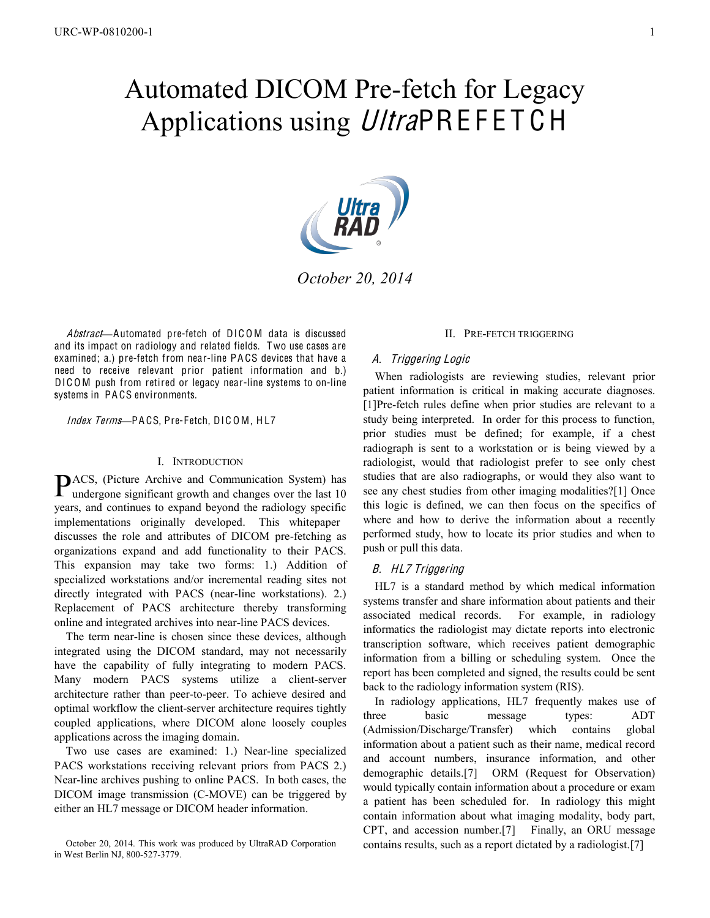# Automated DICOM Pre-fetch for Legacy Applications using *Ultra*PREFETCH

*October 20, 2014*

*Abstract*—Automated pre-fetch of DICOM data is discussed and its impact on radiology and related fields. Two use cases are examined; a.) pre-fetch from near-line PACS devices that have a need to receive relevant prior patient information and b.) DICOM push from retired or legacy near-line systems to on-line systems in PACS environments.

*Index Terms*—PACS, Pre-Fetch, DICOM, HL7

## I. Introduction

PACS, (Picture Archive and Communication System) has undergone significant growth and changes over the last 10 years, and continues to expand beyond the radiology specific implementations originally developed. This whitepaper discusses the role and attributes of DICOM pre-fetching as organizations expand and add functionality to their PACS. This expansion may take two forms: 1.) Addition of specialized workstations and/or incremental reading sites not directly integrated with PACS (near-line workstations). 2.) Replacement of PACS architecture thereby transforming online and integrated archives into near-line PACS devices.

The term near-line is chosen since these devices, although integrated using the DICOM standard, may not necessarily have the capability of fully integrating to modern PACS. Many modern PACS systems utilize a client-server architecture rather than peer-to-peer. To achieve desired and optimal workflow the client-server architecture requires tightly coupled applications, where DICOM alone loosely couples applications across the imaging domain.

Two use cases are examined: 1.) Near-line specialized PACS workstations receiving relevant priors from PACS 2.) Near-line archives pushing to online PACS. In both cases, the DICOM image transmission (C-MOVE) can be triggered by either an HL7 message or DICOM header information.

October 20, 2014. This work was produced by UltraRAD Corporation in West Berlin NJ, 800-527-3779.

## II. Pre-fetch Triggering

### A. Triggering Logic

When radiologists are reviewing studies, relevant prior patient information is critical in making accurate diagnoses.[1]Pre-fetch rules define when prior studies are relevant to a study being interpreted. In order for this process to function, prior studies must be defined; for example, if a chest radiograph is sent to a workstation or is being viewed by a radiologist, would that radiologist prefer to see only chest studies that are also radiographs, or would they also want to see any chest studies from other imaging modalities?[1] Once this logic is defined, we can then focus on the specifics of where and how to derive the information about a recently performed study, how to locate its prior studies and when to push or pull this data.

### B. HL7 Triggering

HL7 is a standard method by which medical information systems transfer and share information about patients and their associated medical records. For example, in radiology informatics the radiologist may dictate reports into electronic transcription software, which receives patient demographic information from a billing or scheduling system. Once the report has been completed and signed, the results could be sent back to the radiology information system (RIS).

In radiology applications, HL7 frequently makes use of three basic message types: ADT (Admission/Discharge/Transfer) which contains global information about a patient such as their name, medical record and account numbers, insurance information, and other demographic details.[7] ORM (Request for Observation) would typically contain information about a procedure or exam a patient has been scheduled for. In radiology this might contain information about what imaging modality, body part, CPT, and accession number.[7] Finally, an ORU message contains results, such as a report dictated by a radiologist.[7]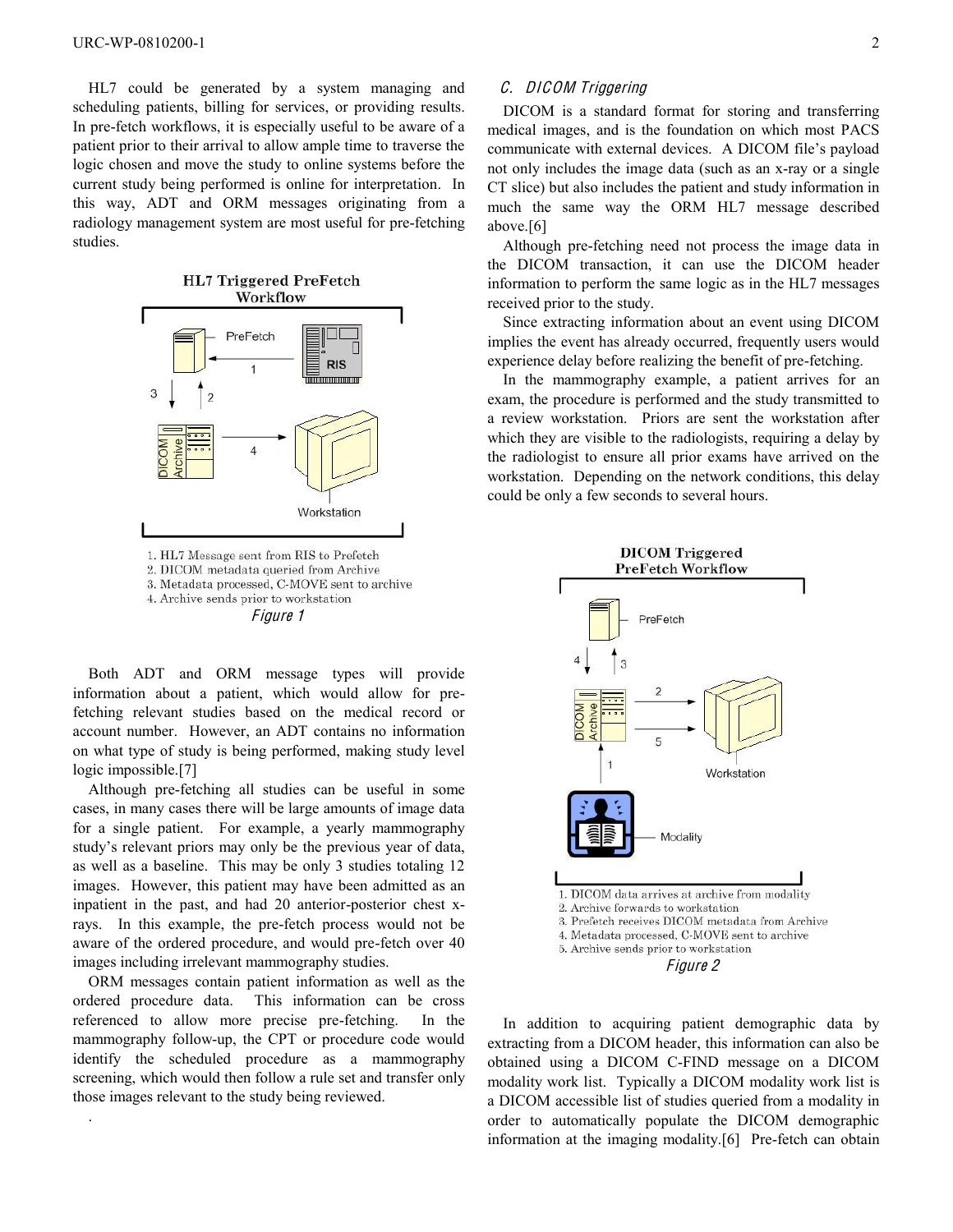HL7 could be generated by a system managing and scheduling patients, billing for services, or providing results. In pre-fetch workflows, it is especially useful to be aware of a patient prior to their arrival to allow ample time to traverse the logic chosen and move the study to online systems before the current study being performed is online for interpretation. In this way, ADT and ORM messages originating from a radiology management system are most useful for pre-fetching studies.

**HL7 Triggered PreFetch Workflow**

1. HL7 Message sent from RIS to Prefetch
2. DICOM metadata queried from Archive
3. Metadata processed, C-MOVE sent to archive
4. Archive sends prior to workstation

*Figure 1*

Both ADT and ORM message types will provide information about a patient, which would allow for pre-fetching relevant studies based on the medical record or account number. However, an ADT contains no information on what type of study is being performed, making study level logic impossible.[7]

Although pre-fetching all studies can be useful in some cases, in many cases there will be large amounts of image data for a single patient. For example, a yearly mammography study's relevant priors may only be the previous year of data, as well as a baseline. This may be only 3 studies totaling 12 images. However, this patient may have been admitted as an inpatient in the past, and had 20 anterior-posterior chest x-rays. In this example, the pre-fetch process would not be aware of the ordered procedure, and would pre-fetch over 40 images including irrelevant mammography studies.

ORM messages contain patient information as well as the ordered procedure data. This information can be cross referenced to allow more precise pre-fetching. In the mammography follow-up, the CPT or procedure code would identify the scheduled procedure as a mammography screening, which would then follow a rule set and transfer only those images relevant to the study being reviewed.

### *C. DICOM Triggering*

DICOM is a standard format for storing and transferring medical images, and is the foundation on which most PACS communicate with external devices. A DICOM file's payload not only includes the image data (such as an x-ray or a single CT slice) but also includes the patient and study information in much the same way the ORM HL7 message described above.[6]

Although pre-fetching need not process the image data in the DICOM transaction, it can use the DICOM header information to perform the same logic as in the HL7 messages received prior to the study.

Since extracting information about an event using DICOM implies the event has already occurred, frequently users would experience delay before realizing the benefit of pre-fetching.

In the mammography example, a patient arrives for an exam, the procedure is performed and the study transmitted to a review workstation. Priors are sent the workstation after which they are visible to the radiologists, requiring a delay by the radiologist to ensure all prior exams have arrived on the workstation. Depending on the network conditions, this delay could be only a few seconds to several hours.

**DICOM Triggered PreFetch Workflow**

1. DICOM data arrives at archive from modality
2. Archive forwards to workstation
3. Prefetch receives DICOM metadata from Archive
4. Metadata processed, C-MOVE sent to archive
5. Archive sends prior to workstation

*Figure 2*

In addition to acquiring patient demographic data by extracting from a DICOM header, this information can also be obtained using a DICOM C-FIND message on a DICOM modality work list. Typically a DICOM modality work list is a DICOM accessible list of studies queried from a modality in order to automatically populate the DICOM demographic information at the imaging modality.[6] Pre-fetch can obtain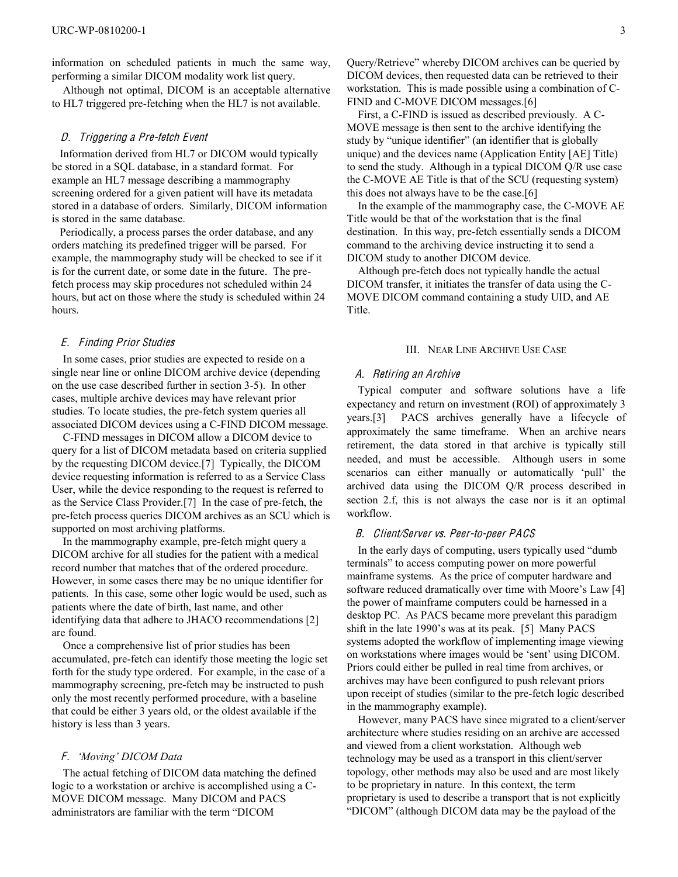information on scheduled patients in much the same way, performing a similar DICOM modality work list query.

Although not optimal, DICOM is an acceptable alternative to HL7 triggered pre-fetching when the HL7 is not available.

### D. Triggering a Pre-fetch Event

Information derived from HL7 or DICOM would typically be stored in a SQL database, in a standard format. For example an HL7 message describing a mammography screening ordered for a given patient will have its metadata stored in a database of orders. Similarly, DICOM information is stored in the same database.

Periodically, a process parses the order database, and any orders matching its predefined trigger will be parsed. For example, the mammography study will be checked to see if it is for the current date, or some date in the future. The pre-fetch process may skip procedures not scheduled within 24 hours, but act on those where the study is scheduled within 24 hours.

### E. Finding Prior Studies

In some cases, prior studies are expected to reside on a single near line or online DICOM archive device (depending on the use case described further in section 3-5). In other cases, multiple archive devices may have relevant prior studies. To locate studies, the pre-fetch system queries all associated DICOM devices using a C-FIND DICOM message.

C-FIND messages in DICOM allow a DICOM device to query for a list of DICOM metadata based on criteria supplied by the requesting DICOM device.[7] Typically, the DICOM device requesting information is referred to as a Service Class User, while the device responding to the request is referred to as the Service Class Provider.[7] In the case of pre-fetch, the pre-fetch process queries DICOM archives as an SCU which is supported on most archiving platforms.

In the mammography example, pre-fetch might query a DICOM archive for all studies for the patient with a medical record number that matches that of the ordered procedure. However, in some cases there may be no unique identifier for patients. In this case, some other logic would be used, such as patients where the date of birth, last name, and other identifying data that adhere to JHACO recommendations [2] are found.

Once a comprehensive list of prior studies has been accumulated, pre-fetch can identify those meeting the logic set forth for the study type ordered. For example, in the case of a mammography screening, pre-fetch may be instructed to push only the most recently performed procedure, with a baseline that could be either 3 years old, or the oldest available if the history is less than 3 years.

### F. 'Moving' DICOM Data

The actual fetching of DICOM data matching the defined logic to a workstation or archive is accomplished using a C-MOVE DICOM message. Many DICOM and PACS administrators are familiar with the term "DICOM Query/Retrieve" whereby DICOM archives can be queried by DICOM devices, then requested data can be retrieved to their workstation. This is made possible using a combination of C-FIND and C-MOVE DICOM messages.[6]

First, a C-FIND is issued as described previously. A C-MOVE message is then sent to the archive identifying the study by "unique identifier" (an identifier that is globally unique) and the devices name (Application Entity [AE] Title) to send the study. Although in a typical DICOM Q/R use case the C-MOVE AE Title is that of the SCU (requesting system) this does not always have to be the case.[6]

In the example of the mammography case, the C-MOVE AE Title would be that of the workstation that is the final destination. In this way, pre-fetch essentially sends a DICOM command to the archiving device instructing it to send a DICOM study to another DICOM device.

Although pre-fetch does not typically handle the actual DICOM transfer, it initiates the transfer of data using the C-MOVE DICOM command containing a study UID, and AE Title.

## III. Near Line Archive Use Case

### A. Retiring an Archive

Typical computer and software solutions have a life expectancy and return on investment (ROI) of approximately 3 years.[3] PACS archives generally have a lifecycle of approximately the same timeframe. When an archive nears retirement, the data stored in that archive is typically still needed, and must be accessible. Although users in some scenarios can either manually or automatically 'pull' the archived data using the DICOM Q/R process described in section 2.f, this is not always the case nor is it an optimal workflow.

### B. Client/Server vs. Peer-to-peer PACS

In the early days of computing, users typically used "dumb terminals" to access computing power on more powerful mainframe systems. As the price of computer hardware and software reduced dramatically over time with Moore's Law [4] the power of mainframe computers could be harnessed in a desktop PC. As PACS became more prevelant this paradigm shift in the late 1990's was at its peak. [5] Many PACS systems adopted the workflow of implementing image viewing on workstations where images would be 'sent' using DICOM. Priors could either be pulled in real time from archives, or archives may have been configured to push relevant priors upon receipt of studies (similar to the pre-fetch logic described in the mammography example).

However, many PACS have since migrated to a client/server architecture where studies residing on an archive are accessed and viewed from a client workstation. Although web technology may be used as a transport in this client/server topology, other methods may also be used and are most likely to be proprietary in nature. In this context, the term proprietary is used to describe a transport that is not explicitly "DICOM" (although DICOM data may be the payload of the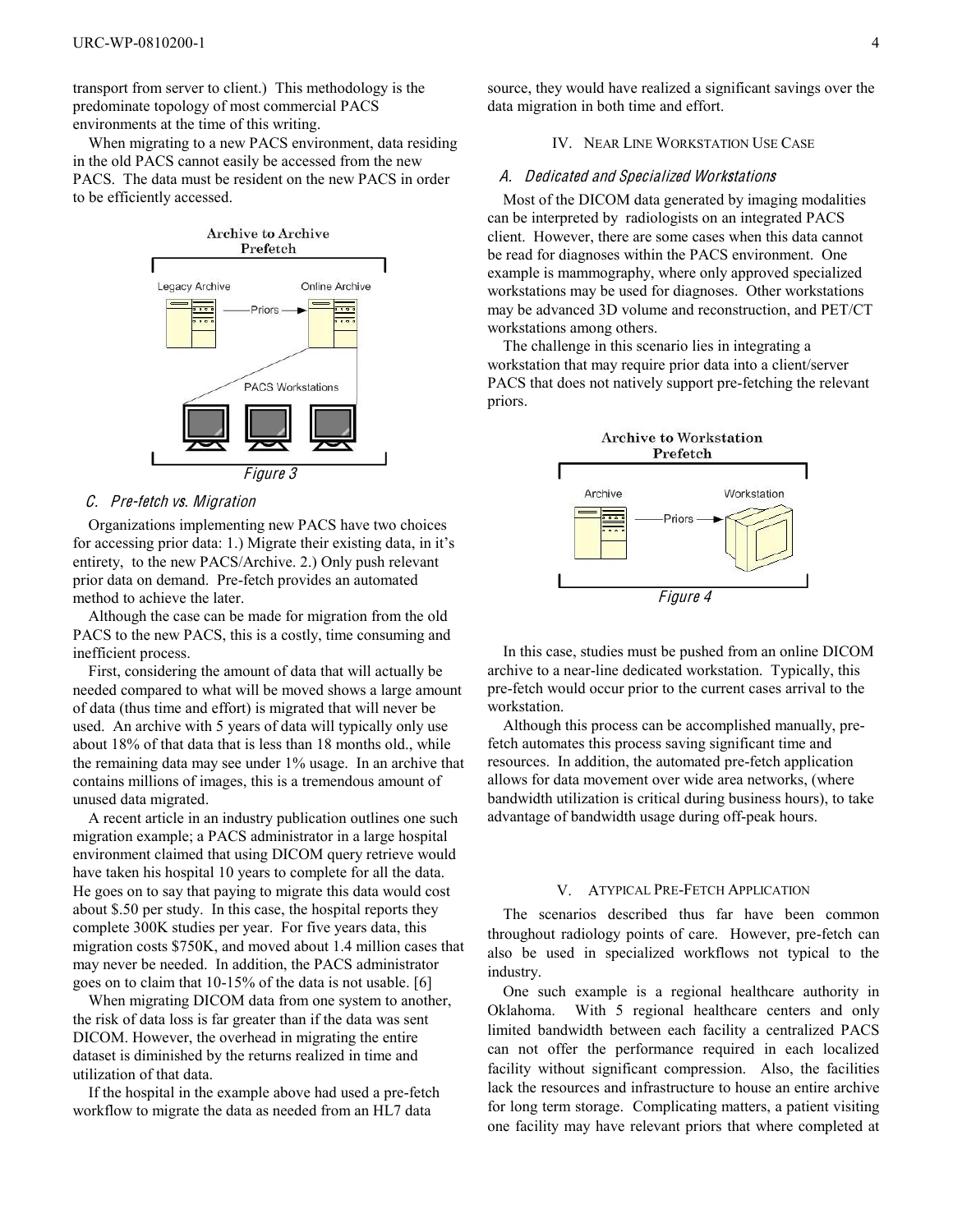transport from server to client.) This methodology is the predominate topology of most commercial PACS environments at the time of this writing.

When migrating to a new PACS environment, data residing in the old PACS cannot easily be accessed from the new PACS. The data must be resident on the new PACS in order to be efficiently accessed.

Figure 3

### C. Pre-fetch vs. Migration

Organizations implementing new PACS have two choices for accessing prior data: 1.) Migrate their existing data, in it's entirety, to the new PACS/Archive. 2.) Only push relevant prior data on demand. Pre-fetch provides an automated method to achieve the later.

Although the case can be made for migration from the old PACS to the new PACS, this is a costly, time consuming and inefficient process.

First, considering the amount of data that will actually be needed compared to what will be moved shows a large amount of data (thus time and effort) is migrated that will never be used. An archive with 5 years of data will typically only use about 18% of that data that is less than 18 months old., while the remaining data may see under 1% usage. In an archive that contains millions of images, this is a tremendous amount of unused data migrated.

A recent article in an industry publication outlines one such migration example; a PACS administrator in a large hospital environment claimed that using DICOM query retrieve would have taken his hospital 10 years to complete for all the data. He goes on to say that paying to migrate this data would cost about $.50 per study. In this case, the hospital reports they complete 300K studies per year. For five years data, this migration costs $750K, and moved about 1.4 million cases that may never be needed. In addition, the PACS administrator goes on to claim that 10-15% of the data is not usable. [6]

When migrating DICOM data from one system to another, the risk of data loss is far greater than if the data was sent DICOM. However, the overhead in migrating the entire dataset is diminished by the returns realized in time and utilization of that data.

If the hospital in the example above had used a pre-fetch workflow to migrate the data as needed from an HL7 data source, they would have realized a significant savings over the data migration in both time and effort.

## IV. Near Line Workstation Use Case

### A. Dedicated and Specialized Workstations

Most of the DICOM data generated by imaging modalities can be interpreted by radiologists on an integrated PACS client. However, there are some cases when this data cannot be read for diagnoses within the PACS environment. One example is mammography, where only approved specialized workstations may be used for diagnoses. Other workstations may be advanced 3D volume and reconstruction, and PET/CT workstations among others.

The challenge in this scenario lies in integrating a workstation that may require prior data into a client/server PACS that does not natively support pre-fetching the relevant priors.

Figure 4

In this case, studies must be pushed from an online DICOM archive to a near-line dedicated workstation. Typically, this pre-fetch would occur prior to the current cases arrival to the workstation.

Although this process can be accomplished manually, pre-fetch automates this process saving significant time and resources. In addition, the automated pre-fetch application allows for data movement over wide area networks, (where bandwidth utilization is critical during business hours), to take advantage of bandwidth usage during off-peak hours.

## V. Atypical Pre-Fetch Application

The scenarios described thus far have been common throughout radiology points of care. However, pre-fetch can also be used in specialized workflows not typical to the industry.

One such example is a regional healthcare authority in Oklahoma. With 5 regional healthcare centers and only limited bandwidth between each facility a centralized PACS can not offer the performance required in each localized facility without significant compression. Also, the facilities lack the resources and infrastructure to house an entire archive for long term storage. Complicating matters, a patient visiting one facility may have relevant priors that where completed at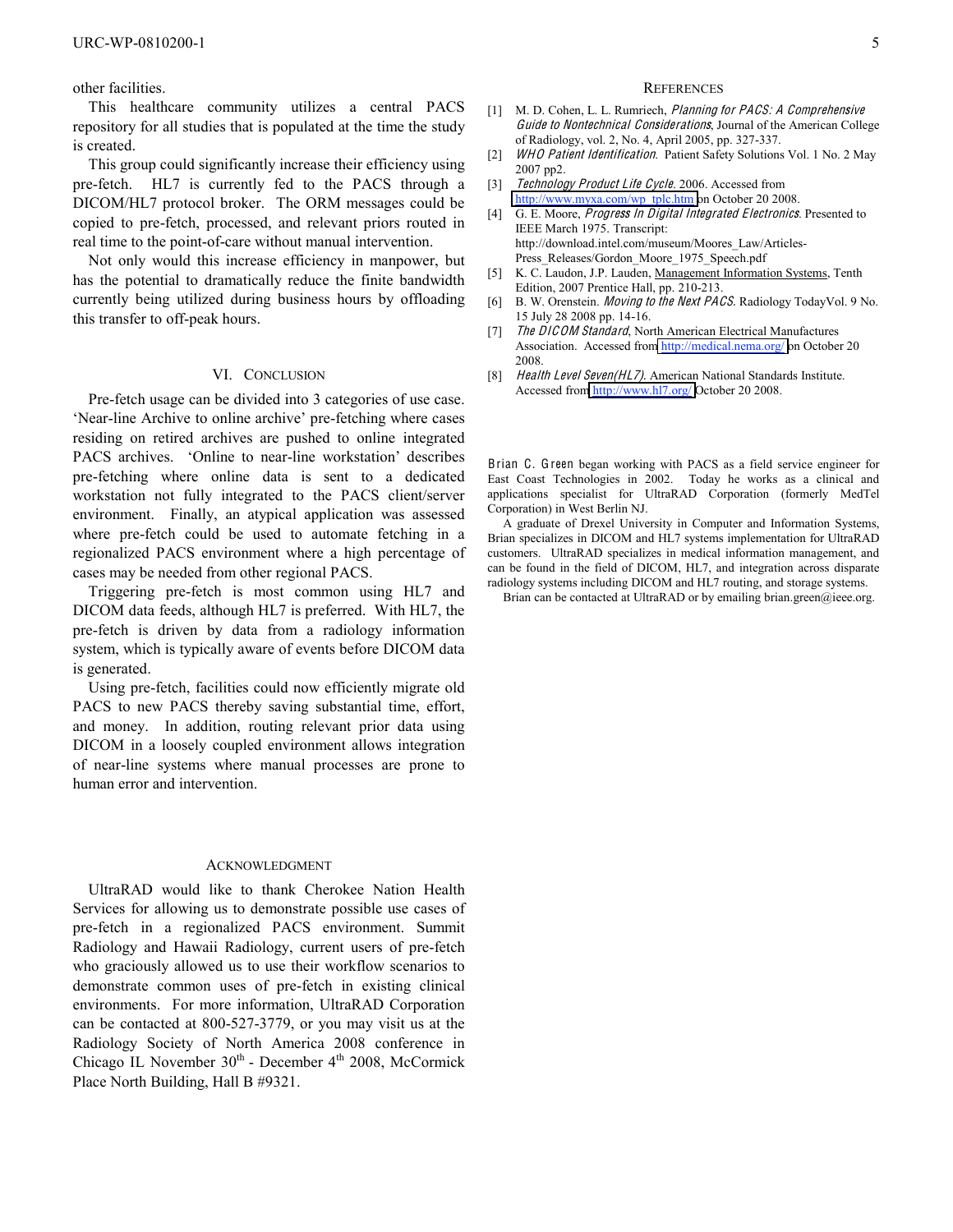other facilities.

This healthcare community utilizes a central PACS repository for all studies that is populated at the time the study is created.

This group could significantly increase their efficiency using pre-fetch. HL7 is currently fed to the PACS through a DICOM/HL7 protocol broker. The ORM messages could be copied to pre-fetch, processed, and relevant priors routed in real time to the point-of-care without manual intervention.

Not only would this increase efficiency in manpower, but has the potential to dramatically reduce the finite bandwidth currently being utilized during business hours by offloading this transfer to off-peak hours.

## VI. Conclusion

Pre-fetch usage can be divided into 3 categories of use case. 'Near-line Archive to online archive' pre-fetching where cases residing on retired archives are pushed to online integrated PACS archives. 'Online to near-line workstation' describes pre-fetching where online data is sent to a dedicated workstation not fully integrated to the PACS client/server environment. Finally, an atypical application was assessed where pre-fetch could be used to automate fetching in a regionalized PACS environment where a high percentage of cases may be needed from other regional PACS.

Triggering pre-fetch is most common using HL7 and DICOM data feeds, although HL7 is preferred. With HL7, the pre-fetch is driven by data from a radiology information system, which is typically aware of events before DICOM data is generated.

Using pre-fetch, facilities could now efficiently migrate old PACS to new PACS thereby saving substantial time, effort, and money. In addition, routing relevant prior data using DICOM in a loosely coupled environment allows integration of near-line systems where manual processes are prone to human error and intervention.

## Acknowledgment

UltraRAD would like to thank Cherokee Nation Health Services for allowing us to demonstrate possible use cases of pre-fetch in a regionalized PACS environment. Summit Radiology and Hawaii Radiology, current users of pre-fetch who graciously allowed us to use their workflow scenarios to demonstrate common uses of pre-fetch in existing clinical environments. For more information, UltraRAD Corporation can be contacted at 800-527-3779, or you may visit us at the Radiology Society of North America 2008 conference in Chicago IL November 30th - December 4th 2008, McCormick Place North Building, Hall B #9321.

## References

[1] M. D. Cohen, L. L. Rumriech, *Planning for PACS: A Comprehensive Guide to Nontechnical Considerations*, Journal of the American College of Radiology, vol. 2, No. 4, April 2005, pp. 327-337.

[2] *WHO Patient Identification*. Patient Safety Solutions Vol. 1 No. 2 May 2007 pp2.

[3] *Technology Product Life Cycle*. 2006. Accessed from http://www.myxa.com/wp_tplc.htm on October 20 2008.

[4] G. E. Moore, *Progress In Digital Integrated Electronics*. Presented to IEEE March 1975. Transcript: http://download.intel.com/museum/Moores_Law/Articles-Press_Releases/Gordon_Moore_1975_Speech.pdf

[5] K. C. Laudon, J.P. Lauden, Management Information Systems, Tenth Edition, 2007 Prentice Hall, pp. 210-213.

[6] B. W. Orenstein. *Moving to the Next PACS*. Radiology TodayVol. 9 No. 15 July 28 2008 pp. 14-16.

[7] *The DICOM Standard*, North American Electrical Manufactures Association. Accessed from http://medical.nema.org/ on October 20 2008.

[8] *Health Level Seven(HL7)*. American National Standards Institute. Accessed from http://www.hl7.org/ October 20 2008.

**Brian C. Green** began working with PACS as a field service engineer for East Coast Technologies in 2002. Today he works as a clinical and applications specialist for UltraRAD Corporation (formerly MedTel Corporation) in West Berlin NJ.

A graduate of Drexel University in Computer and Information Systems, Brian specializes in DICOM and HL7 systems implementation for UltraRAD customers. UltraRAD specializes in medical information management, and can be found in the field of DICOM, HL7, and integration across disparate radiology systems including DICOM and HL7 routing, and storage systems.

Brian can be contacted at UltraRAD or by emailing brian.green@ieee.org.